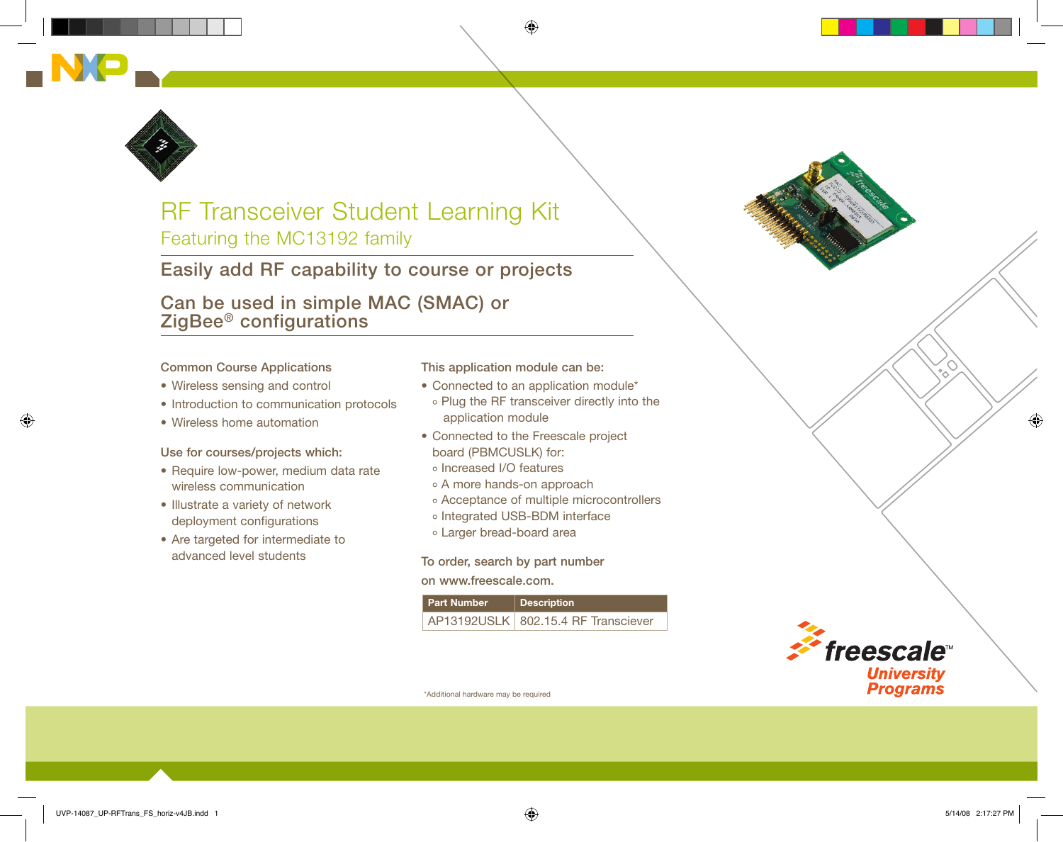# RF Transceiver Student Learning Kit

## Featuring the MC13192 family

### Easily add RF capability to course or projects

### Can be used in simple MAC (SMAC) or ZigBee® configurations

**Common Course Applications**

- Wireless sensing and control
- Introduction to communication protocols
- Wireless home automation

**Use for courses/projects which:**

- Require low-power, medium data rate wireless communication
- Illustrate a variety of network deployment configurations
- Are targeted for intermediate to advanced level students

**This application module can be:**

- Connected to an application module*
  - Plug the RF transceiver directly into the application module
- Connected to the Freescale project board (PBMCUSLK) for:
  - Increased I/O features
  - A more hands-on approach
  - Acceptance of multiple microcontrollers
  - Integrated USB-BDM interface
  - Larger bread-board area

**To order, search by part number on www.freescale.com.**

| Part Number | Description |
|---|---|
| AP13192USLK | 802.15.4 RF Transciever |

*Additional hardware may be required

freescale™ University Programs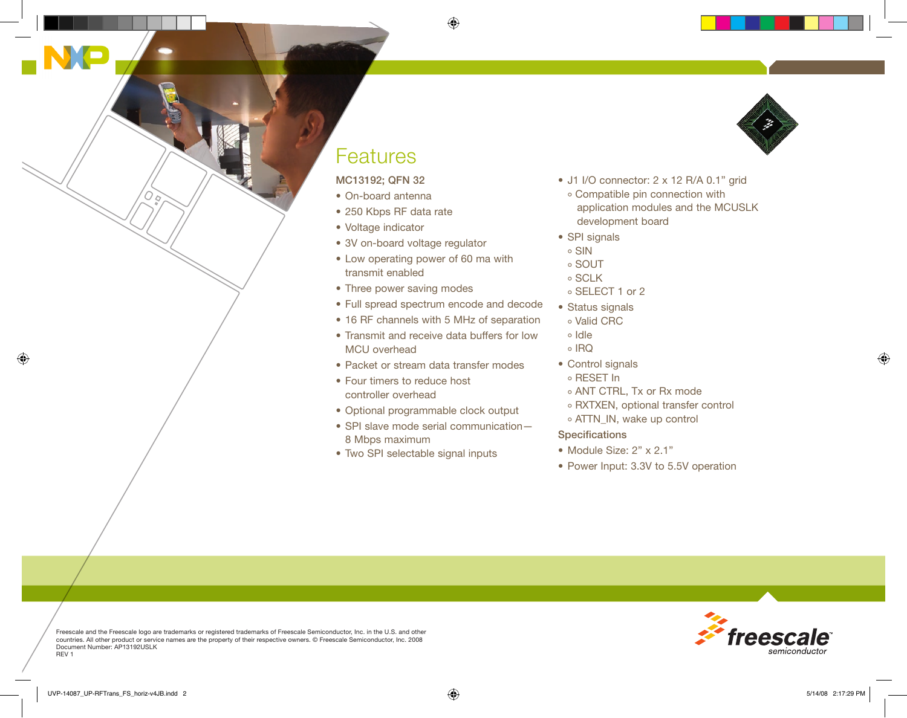# Features

**MC13192; QFN 32**

- On-board antenna
- 250 Kbps RF data rate
- Voltage indicator
- 3V on-board voltage regulator
- Low operating power of 60 ma with transmit enabled
- Three power saving modes
- Full spread spectrum encode and decode
- 16 RF channels with 5 MHz of separation
- Transmit and receive data buffers for low MCU overhead
- Packet or stream data transfer modes
- Four timers to reduce host controller overhead
- Optional programmable clock output
- SPI slave mode serial communication—8 Mbps maximum
- Two SPI selectable signal inputs
- J1 I/O connector: 2 x 12 R/A 0.1” grid
  - Compatible pin connection with application modules and the MCUSLK development board
- SPI signals
  - SIN
  - SOUT
  - SCLK
  - SELECT 1 or 2
- Status signals
  - Valid CRC
  - Idle
  - IRQ
- Control signals
  - RESET In
  - ANT CTRL, Tx or Rx mode
  - RXTXEN, optional transfer control
  - ATTN_IN, wake up control

**Specifications**

- Module Size: 2” x 2.1”
- Power Input: 3.3V to 5.5V operation

Freescale and the Freescale logo are trademarks or registered trademarks of Freescale Semiconductor, Inc. in the U.S. and other countries. All other product or service names are the property of their respective owners. © Freescale Semiconductor, Inc. 2008
Document Number: AP13192USLK
REV 1